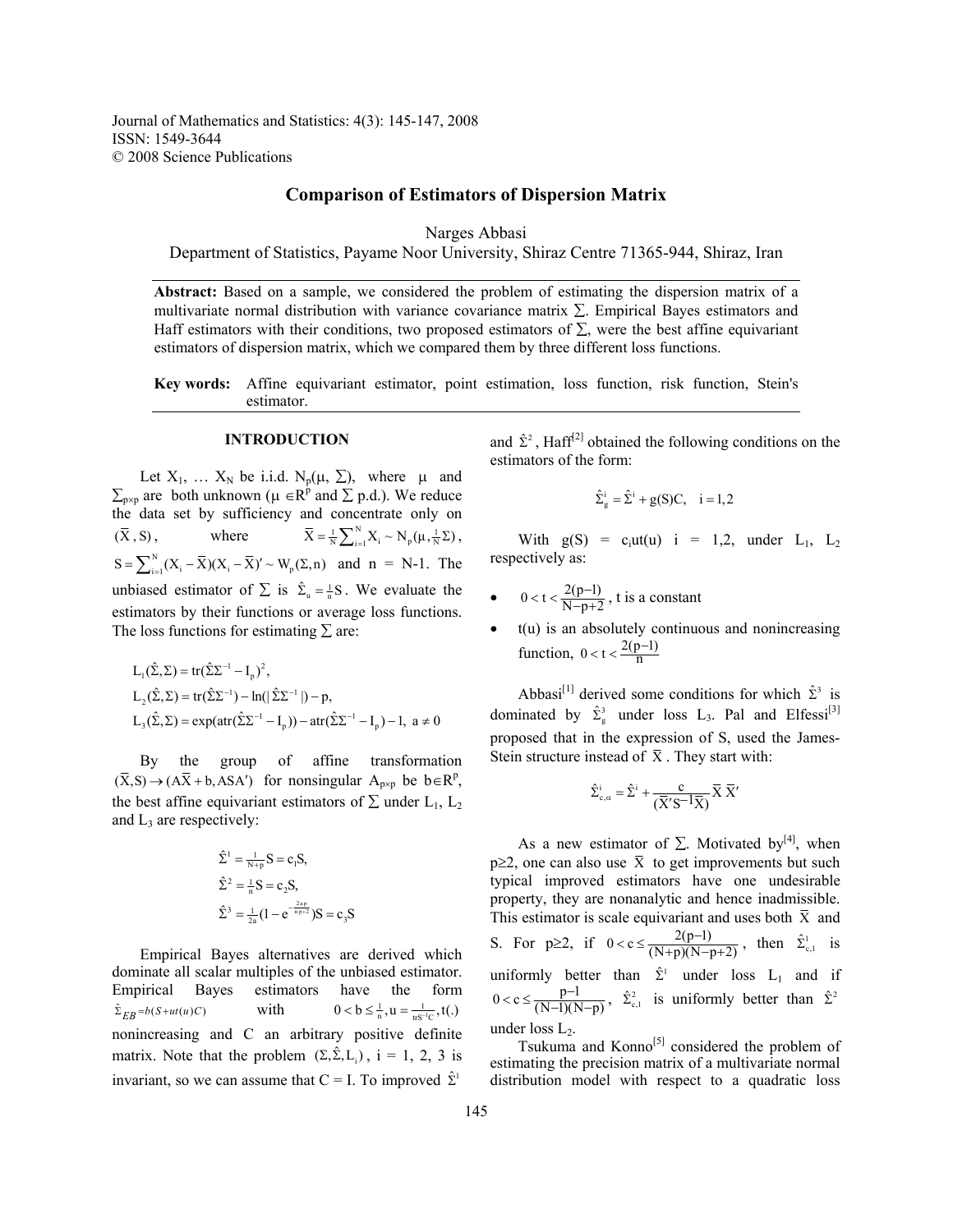Journal of Mathematics and Statistics: 4(3): 145-147, 2008
ISSN: 1549-3644
© 2008 Science Publications

# Comparison of Estimators of Dispersion Matrix

Narges Abbasi
Department of Statistics, Payame Noor University, Shiraz Centre 71365-944, Shiraz, Iran

**Abstract:** Based on a sample, we considered the problem of estimating the dispersion matrix of a multivariate normal distribution with variance covariance matrix $\Sigma$. Empirical Bayes estimators and Haff estimators with their conditions, two proposed estimators of $\Sigma$, were the best affine equivariant estimators of dispersion matrix, which we compared them by three different loss functions.

**Key words:** Affine equivariant estimator, point estimation, loss function, risk function, Stein's estimator.

## INTRODUCTION

Let $X_1, \ldots X_N$ be i.i.d. $N_p(\mu, \Sigma)$, where $\mu$ and $\Sigma_{p\times p}$ are both unknown ($\mu \in R^p$ and $\Sigma$ p.d.). We reduce the data set by sufficiency and concentrate only on $(\bar{X}, S)$, where $\bar{X} = \frac{1}{N}\sum_{i=1}^{N} X_i \sim N_p(\mu, \frac{1}{N}\Sigma)$, $S = \sum_{i=1}^{N}(X_i - \bar{X})(X_i - \bar{X})' \sim W_p(\Sigma, n)$ and $n = N-1$. The unbiased estimator of $\Sigma$ is $\hat{\Sigma}_u = \frac{1}{n}S$. We evaluate the estimators by their functions or average loss functions. The loss functions for estimating $\Sigma$ are:

$$L_1(\hat{\Sigma}, \Sigma) = tr(\hat{\Sigma}\Sigma^{-1} - I_p)^2,$$
$$L_2(\hat{\Sigma}, \Sigma) = tr(\hat{\Sigma}\Sigma^{-1}) - \ln(|\hat{\Sigma}\Sigma^{-1}|) - p,$$
$$L_3(\hat{\Sigma}, \Sigma) = \exp(atr(\hat{\Sigma}\Sigma^{-1} - I_p)) - atr(\hat{\Sigma}\Sigma^{-1} - I_p) - 1,\ a \neq 0$$

By the group of affine transformation $(\bar{X}, S) \to (A\bar{X} + b, ASA')$ for nonsingular $A_{p\times p}$ be $b \in R^p$, the best affine equivariant estimators of $\Sigma$ under $L_1$, $L_2$ and $L_3$ are respectively:

$$\hat{\Sigma}^1 = \tfrac{1}{N+p}S = c_1 S,$$
$$\hat{\Sigma}^2 = \tfrac{1}{n}S = c_2 S,$$
$$\hat{\Sigma}^3 = \tfrac{1}{2a}(1 - e^{-\frac{2ap}{np+2}})S = c_3 S$$

Empirical Bayes alternatives are derived which dominate all scalar multiples of the unbiased estimator. Empirical Bayes estimators have the form $\hat{\Sigma}_{EB} = b(S + ut(u)C)$ with $0 < b \leq \frac{1}{n}, u = \frac{1}{trS^{-1}C}, t(.)$ nonincreasing and C an arbitrary positive definite matrix. Note that the problem $(\Sigma, \hat{\Sigma}, L_i)$, i = 1, 2, 3 is invariant, so we can assume that C = I. To improved $\hat{\Sigma}^1$ and $\hat{\Sigma}^2$, Haff[2] obtained the following conditions on the estimators of the form:

$$\hat{\Sigma}_g^i = \hat{\Sigma}^i + g(S)C, \quad i = 1, 2$$

With $g(S) = c_i ut(u)$ i = 1,2, under $L_1$, $L_2$ respectively as:

- $0 < t < \frac{2(p-1)}{N-p+2}$, t is a constant
- t(u) is an absolutely continuous and nonincreasing function, $0 < t < \frac{2(p-1)}{n}$

Abbasi[1] derived some conditions for which $\hat{\Sigma}^3$ is dominated by $\hat{\Sigma}_g^3$ under loss $L_3$. Pal and Elfessi[3] proposed that in the expression of S, used the James-Stein structure instead of $\bar{X}$. They start with:

$$\hat{\Sigma}_{c,\alpha}^i = \hat{\Sigma}^i + \frac{c}{(\bar{X}'S^{-1}\bar{X})}\bar{X}\,\bar{X}'$$

As a new estimator of $\Sigma$. Motivated by[4], when $p \geq 2$, one can also use $\bar{X}$ to get improvements but such typical improved estimators have one undesirable property, they are nonanalytic and hence inadmissible. This estimator is scale equivariant and uses both $\bar{X}$ and S. For $p \geq 2$, if $0 < c \leq \frac{2(p-1)}{(N+p)(N-p+2)}$, then $\hat{\Sigma}_{c,1}^1$ is uniformly better than $\hat{\Sigma}^1$ under loss $L_1$ and if $0 < c \leq \frac{p-1}{(N-1)(N-p)}$, $\hat{\Sigma}_{c,1}^2$ is uniformly better than $\hat{\Sigma}^2$ under loss $L_2$.

Tsukuma and Konno[5] considered the problem of estimating the precision matrix of a multivariate normal distribution model with respect to a quadratic loss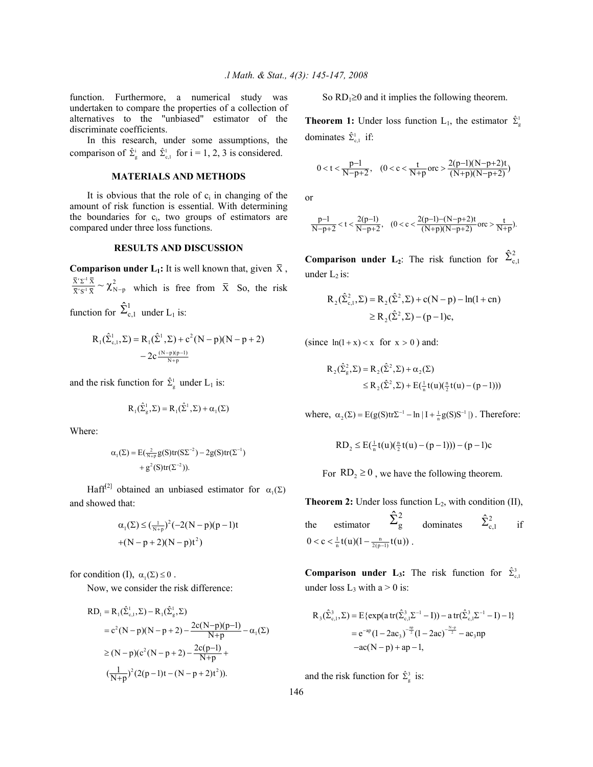function. Furthermore, a numerical study was undertaken to compare the properties of a collection of alternatives to the "unbiased" estimator of the discriminate coefficients.

In this research, under some assumptions, the comparison of $\hat{\Sigma}_g^i$ and $\hat{\Sigma}_{c,1}^1$ for i = 1, 2, 3 is considered.

## MATERIALS AND METHODS

It is obvious that the role of $c_i$ in changing of the amount of risk function is essential. With determining the boundaries for $c_i$, two groups of estimators are compared under three loss functions.

## RESULTS AND DISCUSSION

**Comparison under $L_1$:** It is well known that, given $\bar{X}$, $\frac{\bar{X}'\Sigma^{-1}\bar{X}}{\bar{X}'S^{-1}\bar{X}} \sim \chi^2_{N-p}$ which is free from $\bar{X}$ So, the risk function for $\hat{\Sigma}_{c,1}^1$ under $L_1$ is:

$$R_1(\hat{\Sigma}_{c,1}^1, \Sigma) = R_1(\hat{\Sigma}^1, \Sigma) + c^2(N-p)(N-p+2) - 2c\frac{(N-p)(p-1)}{N+p}$$

and the risk function for $\hat{\Sigma}_g^1$ under $L_1$ is:

$$R_1(\hat{\Sigma}_g^1, \Sigma) = R_1(\hat{\Sigma}^1, \Sigma) + \alpha_1(\Sigma)$$

Where:

$$\alpha_1(\Sigma) = E(\tfrac{2}{N+p}g(S)tr(S\Sigma^{-2}) - 2g(S)tr(\Sigma^{-1}) + g^2(S)tr(\Sigma^{-2})).$$

Haff[2] obtained an unbiased estimator for $\alpha_1(\Sigma)$ and showed that:

$$\alpha_1(\Sigma) \le (\tfrac{1}{N+p})^2(-2(N-p)(p-1)t + (N-p+2)(N-p)t^2)$$

for condition (I), $\alpha_1(\Sigma) \le 0$.

Now, we consider the risk difference:

$$\begin{aligned} RD_1 &= R_1(\hat{\Sigma}_{c,1}^1, \Sigma) - R_1(\hat{\Sigma}_g^1, \Sigma) \\ &= c^2(N-p)(N-p+2) - \frac{2c(N-p)(p-1)}{N+p} - \alpha_1(\Sigma) \\ &\ge (N-p)(c^2(N-p+2) - \frac{2c(p-1)}{N+p} + \\ &(\frac{1}{N+p})^2(2(p-1)t - (N-p+2)t^2)). \end{aligned}$$

So $RD_1 \ge 0$ and it implies the following theorem.

**Theorem 1:** Under loss function $L_1$, the estimator $\hat{\Sigma}_g^1$ dominates $\hat{\Sigma}_{c,1}^1$ if:

$$0 < t < \frac{p-1}{N-p+2}, \quad (0 < c < \frac{t}{N+p} \text{ or } c > \frac{2(p-1)(N-p+2)t}{(N+p)(N-p+2)})$$

or

$$\frac{p-1}{N-p+2} < t < \frac{2(p-1)}{N-p+2}, \quad (0 < c < \frac{2(p-1)-(N-p+2)t}{(N+p)(N-p+2)} \text{ or } c > \frac{t}{N+p}).$$

**Comparison under $L_2$**: The risk function for $\hat{\Sigma}_{c,1}^2$ under $L_2$ is:

$$\begin{aligned} R_2(\hat{\Sigma}_{c,1}^2, \Sigma) &= R_2(\hat{\Sigma}^2, \Sigma) + c(N-p) - \ln(1+cn) \\ &\ge R_2(\hat{\Sigma}^2, \Sigma) - (p-1)c, \end{aligned}$$

(since $\ln(1+x) < x$ for $x > 0$) and:

$$\begin{aligned} R_2(\hat{\Sigma}_g^2, \Sigma) &= R_2(\hat{\Sigma}^2, \Sigma) + \alpha_2(\Sigma) \\ &\le R_2(\hat{\Sigma}^2, \Sigma) + E(\tfrac{1}{n}t(u)(\tfrac{n}{2}t(u) - (p-1))) \end{aligned}$$

where, $\alpha_2(\Sigma) = E(g(S)tr\Sigma^{-1} - \ln|I + \frac{1}{n}g(S)S^{-1}|)$. Therefore:

$$RD_2 \le E(\tfrac{1}{n}t(u)(\tfrac{n}{2}t(u) - (p-1))) - (p-1)c$$

For $RD_2 \ge 0$, we have the following theorem.

**Theorem 2:** Under loss function $L_2$, with condition (II), the estimator $\hat{\Sigma}_g^2$ dominates $\hat{\Sigma}_{c,1}^2$ if $0 < c < \frac{1}{n}t(u)(1 - \frac{n}{2(p-1)}t(u))$.

**Comparison under $L_3$:** The risk function for $\hat{\Sigma}_{c,1}^3$ under loss $L_3$ with a > 0 is:

$$\begin{aligned} R_3(\hat{\Sigma}_{c,1}^3, \Sigma) &= E\{\exp(a\,tr(\hat{\Sigma}_{c,1}^3\Sigma^{-1} - I)) - a\,tr(\hat{\Sigma}_{c,1}^3\Sigma^{-1} - I) - 1\} \\ &= e^{-ap}(1-2ac_3)^{-\frac{np}{2}}(1-2ac)^{-\frac{N-p}{2}} - ac_3np \\ &\quad -ac(N-p) + ap - 1, \end{aligned}$$

and the risk function for $\hat{\Sigma}_g^3$ is: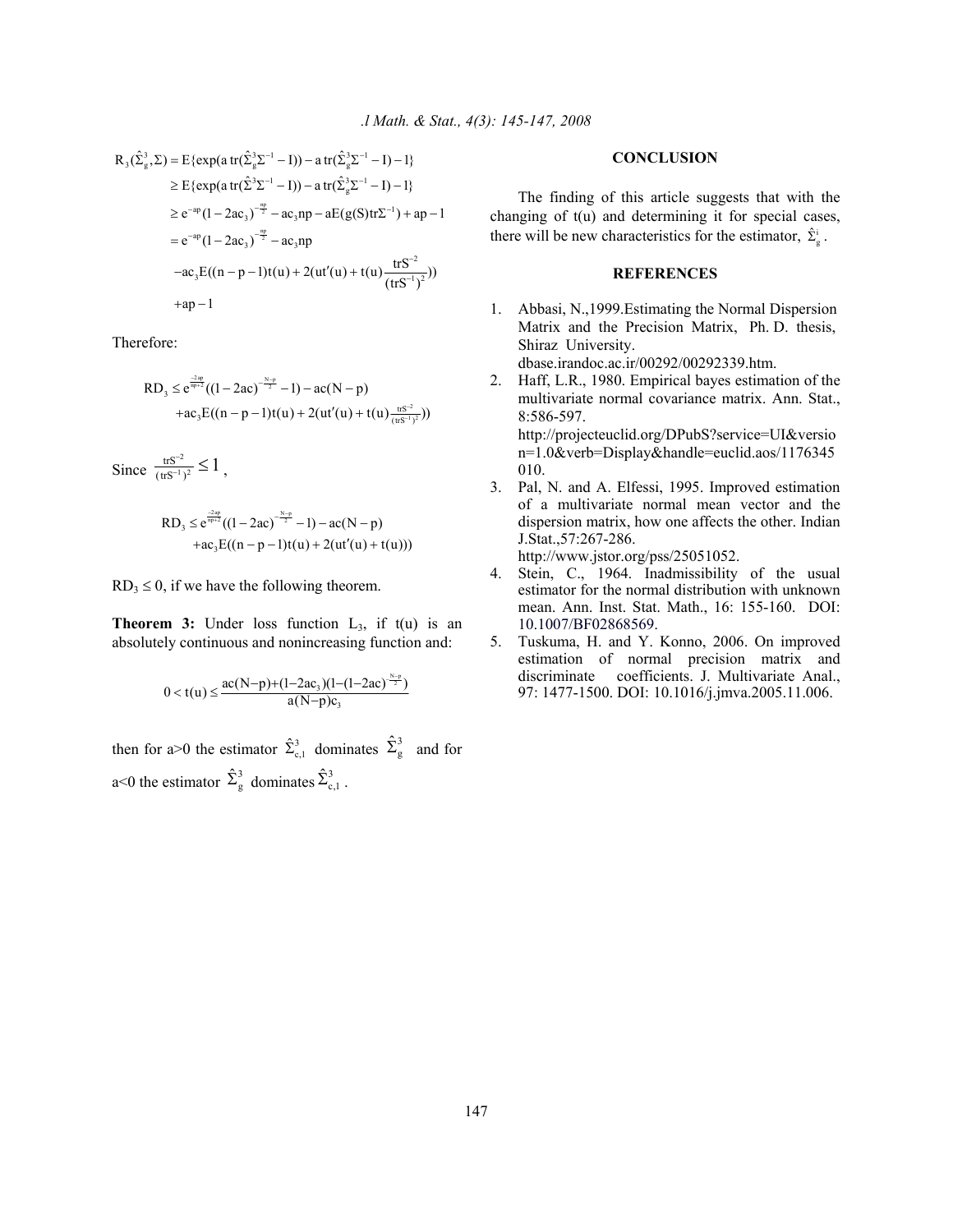$$
\begin{aligned}
R_3(\hat{\Sigma}_g^3,\Sigma) &= E\{\exp(a\,tr(\hat{\Sigma}_g^3\Sigma^{-1}-I)) - a\,tr(\hat{\Sigma}_g^3\Sigma^{-1}-I)-1\} \\
&\geq E\{\exp(a\,tr(\hat{\Sigma}^3\Sigma^{-1}-I)) - a\,tr(\hat{\Sigma}_g^3\Sigma^{-1}-I)-1\} \\
&\geq e^{-ap}(1-2ac_3)^{-\frac{np}{2}} - ac_3np - aE(g(S)tr\Sigma^{-1}) + ap - 1 \\
&= e^{-ap}(1-2ac_3)^{-\frac{np}{2}} - ac_3np \\
&\quad -ac_3E((n-p-1)t(u) + 2(ut'(u) + t(u)\frac{trS^{-2}}{(trS^{-1})^2})) \\
&\quad +ap-1
\end{aligned}
$$

Therefore:

$$
\begin{aligned}
RD_3 &\leq e^{\frac{-2ap}{np+2}}((1-2ac)^{-\frac{N-p}{2}}-1) - ac(N-p) \\
&\quad +ac_3E((n-p-1)t(u) + 2(ut'(u) + t(u)\tfrac{trS^{-2}}{(trS^{-1})^2}))
\end{aligned}
$$

Since $\frac{trS^{-2}}{(trS^{-1})^2} \leq 1$,

$$
\begin{aligned}
RD_3 &\leq e^{\frac{-2ap}{np+2}}((1-2ac)^{-\frac{N-p}{2}}-1) - ac(N-p) \\
&\quad +ac_3E((n-p-1)t(u) + 2(ut'(u) + t(u)))
\end{aligned}
$$

$RD_3 \leq 0$, if we have the following theorem.

**Theorem 3:** Under loss function $L_3$, if t(u) is an absolutely continuous and nonincreasing function and:

$$
0 < t(u) \leq \frac{ac(N-p)+(1-2ac_3)(1-(1-2ac)^{-\frac{N-p}{2}})}{a(N-p)c_3}
$$

then for a>0 the estimator $\hat{\Sigma}_{c,1}^3$ dominates $\hat{\Sigma}_g^3$ and for a<0 the estimator $\hat{\Sigma}_g^3$ dominates $\hat{\Sigma}_{c,1}^3$.

## CONCLUSION

The finding of this article suggests that with the changing of t(u) and determining it for special cases, there will be new characteristics for the estimator, $\hat{\Sigma}_g^i$.

## REFERENCES

1. Abbasi, N.,1999.Estimating the Normal Dispersion Matrix and the Precision Matrix, Ph. D. thesis, Shiraz University. dbase.irandoc.ac.ir/00292/00292339.htm.
2. Haff, L.R., 1980. Empirical bayes estimation of the multivariate normal covariance matrix. Ann. Stat., 8:586-597. http://projecteuclid.org/DPubS?service=UI&version=1.0&verb=Display&handle=euclid.aos/1176345010.
3. Pal, N. and A. Elfessi, 1995. Improved estimation of a multivariate normal mean vector and the dispersion matrix, how one affects the other. Indian J.Stat.,57:267-286. http://www.jstor.org/pss/25051052.
4. Stein, C., 1964. Inadmissibility of the usual estimator for the normal distribution with unknown mean. Ann. Inst. Stat. Math., 16: 155-160. DOI: 10.1007/BF02868569.
5. Tuskuma, H. and Y. Konno, 2006. On improved estimation of normal precision matrix and discriminate coefficients. J. Multivariate Anal., 97: 1477-1500. DOI: 10.1016/j.jmva.2005.11.006.